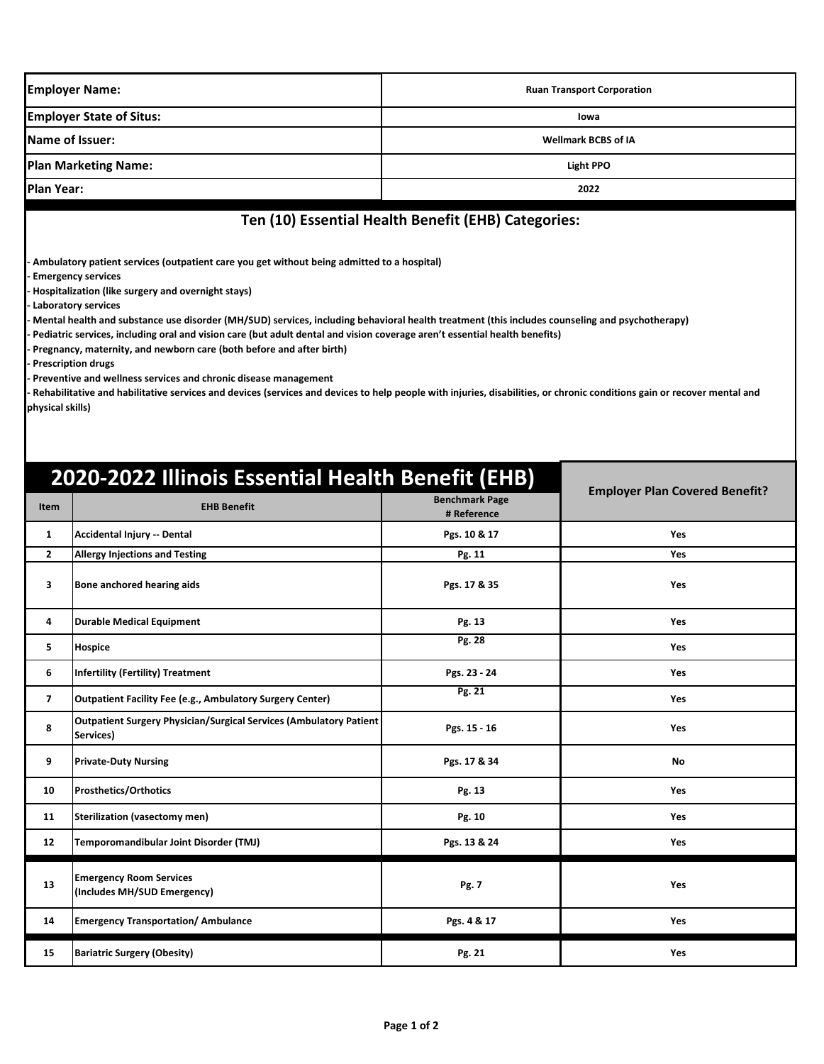| | |
|---|---|
| **Employer Name:** | **Ruan Transport Corporation** |
| **Employer State of Situs:** | **Iowa** |
| **Name of Issuer:** | **Wellmark BCBS of IA** |
| **Plan Marketing Name:** | **Light PPO** |
| **Plan Year:** | **2022** |

## Ten (10) Essential Health Benefit (EHB) Categories:

**- Ambulatory patient services (outpatient care you get without being admitted to a hospital)**
**- Emergency services**
**- Hospitalization (like surgery and overnight stays)**
**- Laboratory services**
**- Mental health and substance use disorder (MH/SUD) services, including behavioral health treatment (this includes counseling and psychotherapy)**
**- Pediatric services, including oral and vision care (but adult dental and vision coverage aren't essential health benefits)**
**- Pregnancy, maternity, and newborn care (both before and after birth)**
**- Prescription drugs**
**- Preventive and wellness services and chronic disease management**
**- Rehabilitative and habilitative services and devices (services and devices to help people with injuries, disabilities, or chronic conditions gain or recover mental and physical skills)**

## 2020-2022 Illinois Essential Health Benefit (EHB)

| Item | EHB Benefit | Benchmark Page # Reference | Employer Plan Covered Benefit? |
|---|---|---|---|
| 1 | Accidental Injury -- Dental | Pgs. 10 & 17 | Yes |
| 2 | Allergy Injections and Testing | Pg. 11 | Yes |
| 3 | Bone anchored hearing aids | Pgs. 17 & 35 | Yes |
| 4 | Durable Medical Equipment | Pg. 13 | Yes |
| 5 | Hospice | Pg. 28 | Yes |
| 6 | Infertility (Fertility) Treatment | Pgs. 23 - 24 | Yes |
| 7 | Outpatient Facility Fee (e.g., Ambulatory Surgery Center) | Pg. 21 | Yes |
| 8 | Outpatient Surgery Physician/Surgical Services (Ambulatory Patient Services) | Pgs. 15 - 16 | Yes |
| 9 | Private-Duty Nursing | Pgs. 17 & 34 | No |
| 10 | Prosthetics/Orthotics | Pg. 13 | Yes |
| 11 | Sterilization (vasectomy men) | Pg. 10 | Yes |
| 12 | Temporomandibular Joint Disorder (TMJ) | Pgs. 13 & 24 | Yes |
| 13 | Emergency Room Services (Includes MH/SUD Emergency) | Pg. 7 | Yes |
| 14 | Emergency Transportation/ Ambulance | Pgs. 4 & 17 | Yes |
| 15 | Bariatric Surgery (Obesity) | Pg. 21 | Yes |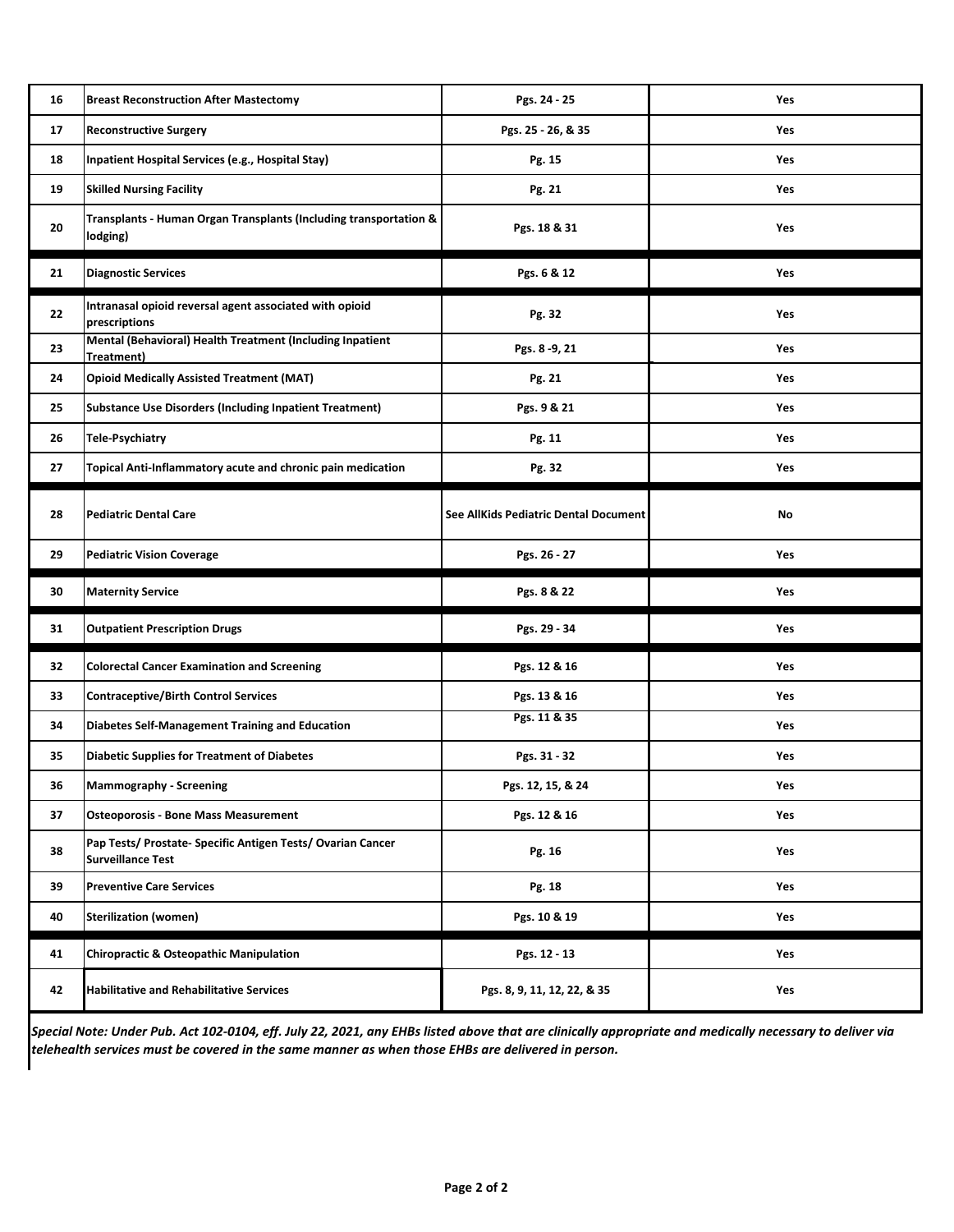| | | | |
|---|---|---|---|
| 16 | **Breast Reconstruction After Mastectomy** | **Pgs. 24 - 25** | **Yes** |
| 17 | **Reconstructive Surgery** | **Pgs. 25 - 26, & 35** | **Yes** |
| 18 | **Inpatient Hospital Services (e.g., Hospital Stay)** | **Pg. 15** | **Yes** |
| 19 | **Skilled Nursing Facility** | **Pg. 21** | **Yes** |
| 20 | **Transplants - Human Organ Transplants (Including transportation & lodging)** | **Pgs. 18 & 31** | **Yes** |
| 21 | **Diagnostic Services** | **Pgs. 6 & 12** | **Yes** |
| 22 | **Intranasal opioid reversal agent associated with opioid prescriptions** | **Pg. 32** | **Yes** |
| 23 | **Mental (Behavioral) Health Treatment (Including Inpatient Treatment)** | **Pgs. 8 -9, 21** | **Yes** |
| 24 | **Opioid Medically Assisted Treatment (MAT)** | **Pg. 21** | **Yes** |
| 25 | **Substance Use Disorders (Including Inpatient Treatment)** | **Pgs. 9 & 21** | **Yes** |
| 26 | **Tele-Psychiatry** | **Pg. 11** | **Yes** |
| 27 | **Topical Anti-Inflammatory acute and chronic pain medication** | **Pg. 32** | **Yes** |
| 28 | **Pediatric Dental Care** | **See AllKids Pediatric Dental Document** | **No** |
| 29 | **Pediatric Vision Coverage** | **Pgs. 26 - 27** | **Yes** |
| 30 | **Maternity Service** | **Pgs. 8 & 22** | **Yes** |
| 31 | **Outpatient Prescription Drugs** | **Pgs. 29 - 34** | **Yes** |
| 32 | **Colorectal Cancer Examination and Screening** | **Pgs. 12 & 16** | **Yes** |
| 33 | **Contraceptive/Birth Control Services** | **Pgs. 13 & 16** | **Yes** |
| 34 | **Diabetes Self-Management Training and Education** | **Pgs. 11 & 35** | **Yes** |
| 35 | **Diabetic Supplies for Treatment of Diabetes** | **Pgs. 31 - 32** | **Yes** |
| 36 | **Mammography - Screening** | **Pgs. 12, 15, & 24** | **Yes** |
| 37 | **Osteoporosis - Bone Mass Measurement** | **Pgs. 12 & 16** | **Yes** |
| 38 | **Pap Tests/ Prostate- Specific Antigen Tests/ Ovarian Cancer Surveillance Test** | **Pg. 16** | **Yes** |
| 39 | **Preventive Care Services** | **Pg. 18** | **Yes** |
| 40 | **Sterilization (women)** | **Pgs. 10 & 19** | **Yes** |
| 41 | **Chiropractic & Osteopathic Manipulation** | **Pgs. 12 - 13** | **Yes** |
| 42 | **Habilitative and Rehabilitative Services** | **Pgs. 8, 9, 11, 12, 22, & 35** | **Yes** |

***Special Note: Under Pub. Act 102-0104, eff. July 22, 2021, any EHBs listed above that are clinically appropriate and medically necessary to deliver via telehealth services must be covered in the same manner as when those EHBs are delivered in person.***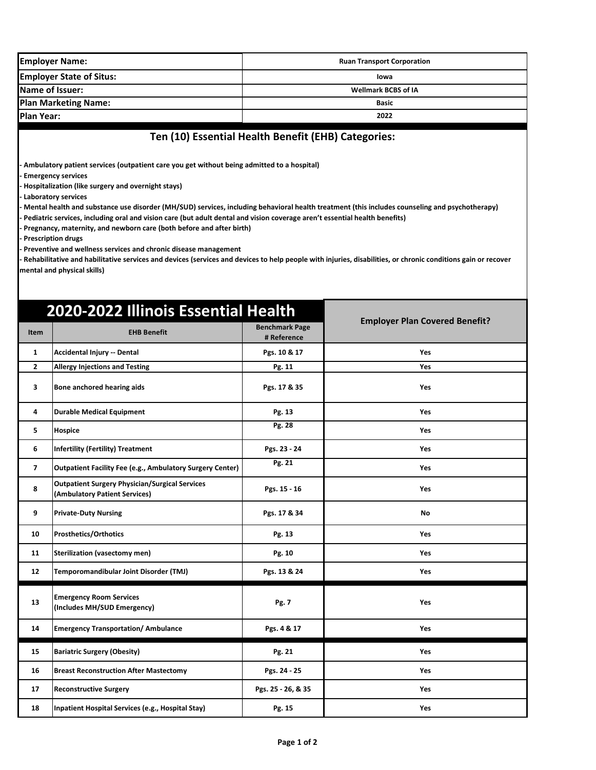| Employer Name: | Ruan Transport Corporation |
|---|---|
| Employer State of Situs: | Iowa |
| Name of Issuer: | Wellmark BCBS of IA |
| Plan Marketing Name: | Basic |
| Plan Year: | 2022 |

## Ten (10) Essential Health Benefit (EHB) Categories:

- **Ambulatory patient services (outpatient care you get without being admitted to a hospital)**
- **Emergency services**
- **Hospitalization (like surgery and overnight stays)**
- **Laboratory services**
- **Mental health and substance use disorder (MH/SUD) services, including behavioral health treatment (this includes counseling and psychotherapy)**
- **Pediatric services, including oral and vision care (but adult dental and vision coverage aren't essential health benefits)**
- **Pregnancy, maternity, and newborn care (both before and after birth)**
- **Prescription drugs**
- **Preventive and wellness services and chronic disease management**
- **Rehabilitative and habilitative services and devices (services and devices to help people with injuries, disabilities, or chronic conditions gain or recover mental and physical skills)**

## 2020-2022 Illinois Essential Health

| Item | EHB Benefit | Benchmark Page # Reference | Employer Plan Covered Benefit? |
|---|---|---|---|
| 1 | Accidental Injury -- Dental | Pgs. 10 & 17 | Yes |
| 2 | Allergy Injections and Testing | Pg. 11 | Yes |
| 3 | Bone anchored hearing aids | Pgs. 17 & 35 | Yes |
| 4 | Durable Medical Equipment | Pg. 13 | Yes |
| 5 | Hospice | Pg. 28 | Yes |
| 6 | Infertility (Fertility) Treatment | Pgs. 23 - 24 | Yes |
| 7 | Outpatient Facility Fee (e.g., Ambulatory Surgery Center) | Pg. 21 | Yes |
| 8 | Outpatient Surgery Physician/Surgical Services (Ambulatory Patient Services) | Pgs. 15 - 16 | Yes |
| 9 | Private-Duty Nursing | Pgs. 17 & 34 | No |
| 10 | Prosthetics/Orthotics | Pg. 13 | Yes |
| 11 | Sterilization (vasectomy men) | Pg. 10 | Yes |
| 12 | Temporomandibular Joint Disorder (TMJ) | Pgs. 13 & 24 | Yes |
| 13 | Emergency Room Services (Includes MH/SUD Emergency) | Pg. 7 | Yes |
| 14 | Emergency Transportation/ Ambulance | Pgs. 4 & 17 | Yes |
| 15 | Bariatric Surgery (Obesity) | Pg. 21 | Yes |
| 16 | Breast Reconstruction After Mastectomy | Pgs. 24 - 25 | Yes |
| 17 | Reconstructive Surgery | Pgs. 25 - 26, & 35 | Yes |
| 18 | Inpatient Hospital Services (e.g., Hospital Stay) | Pg. 15 | Yes |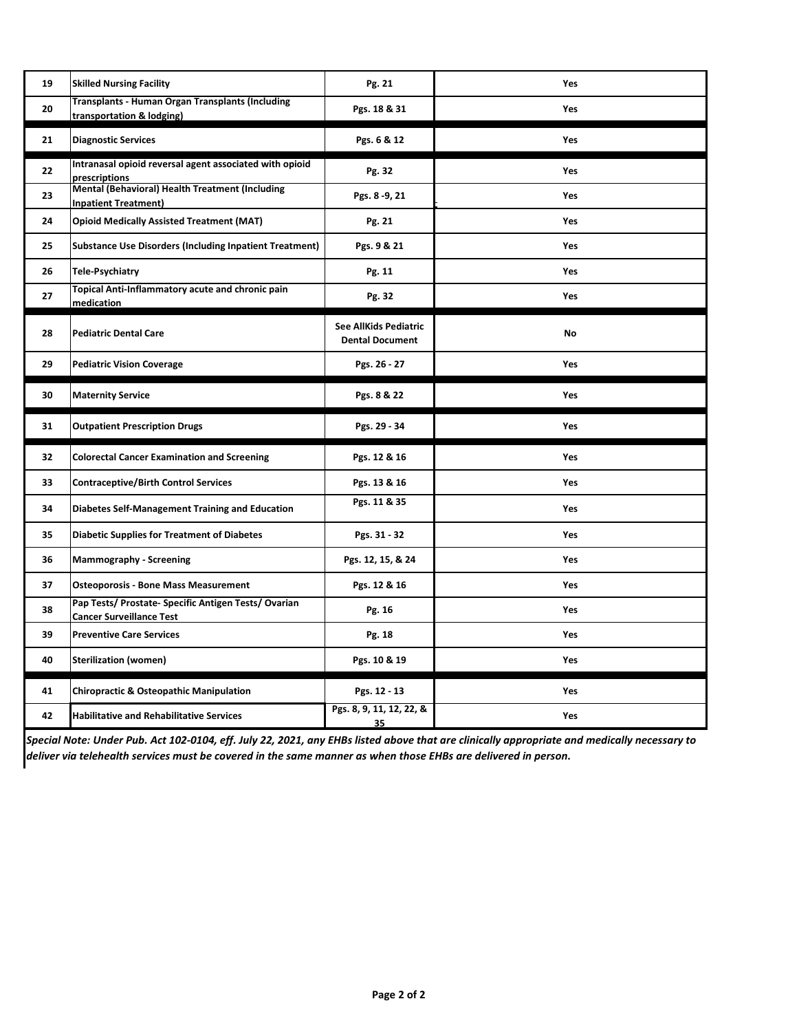| | | | |
|---|---|---|---|
| 19 | **Skilled Nursing Facility** | **Pg. 21** | **Yes** |
| 20 | **Transplants - Human Organ Transplants (Including transportation & lodging)** | **Pgs. 18 & 31** | **Yes** |
| 21 | **Diagnostic Services** | **Pgs. 6 & 12** | **Yes** |
| 22 | **Intranasal opioid reversal agent associated with opioid prescriptions** | **Pg. 32** | **Yes** |
| 23 | **Mental (Behavioral) Health Treatment (Including Inpatient Treatment)** | **Pgs. 8 -9, 21** | **Yes** |
| 24 | **Opioid Medically Assisted Treatment (MAT)** | **Pg. 21** | **Yes** |
| 25 | **Substance Use Disorders (Including Inpatient Treatment)** | **Pgs. 9 & 21** | **Yes** |
| 26 | **Tele-Psychiatry** | **Pg. 11** | **Yes** |
| 27 | **Topical Anti-Inflammatory acute and chronic pain medication** | **Pg. 32** | **Yes** |
| 28 | **Pediatric Dental Care** | **See AllKids Pediatric Dental Document** | **No** |
| 29 | **Pediatric Vision Coverage** | **Pgs. 26 - 27** | **Yes** |
| 30 | **Maternity Service** | **Pgs. 8 & 22** | **Yes** |
| 31 | **Outpatient Prescription Drugs** | **Pgs. 29 - 34** | **Yes** |
| 32 | **Colorectal Cancer Examination and Screening** | **Pgs. 12 & 16** | **Yes** |
| 33 | **Contraceptive/Birth Control Services** | **Pgs. 13 & 16** | **Yes** |
| 34 | **Diabetes Self-Management Training and Education** | **Pgs. 11 & 35** | **Yes** |
| 35 | **Diabetic Supplies for Treatment of Diabetes** | **Pgs. 31 - 32** | **Yes** |
| 36 | **Mammography - Screening** | **Pgs. 12, 15, & 24** | **Yes** |
| 37 | **Osteoporosis - Bone Mass Measurement** | **Pgs. 12 & 16** | **Yes** |
| 38 | **Pap Tests/ Prostate- Specific Antigen Tests/ Ovarian Cancer Surveillance Test** | **Pg. 16** | **Yes** |
| 39 | **Preventive Care Services** | **Pg. 18** | **Yes** |
| 40 | **Sterilization (women)** | **Pgs. 10 & 19** | **Yes** |
| 41 | **Chiropractic & Osteopathic Manipulation** | **Pgs. 12 - 13** | **Yes** |
| 42 | **Habilitative and Rehabilitative Services** | **Pgs. 8, 9, 11, 12, 22, & 35** | **Yes** |

***Special Note: Under Pub. Act 102-0104, eff. July 22, 2021, any EHBs listed above that are clinically appropriate and medically necessary to deliver via telehealth services must be covered in the same manner as when those EHBs are delivered in person.***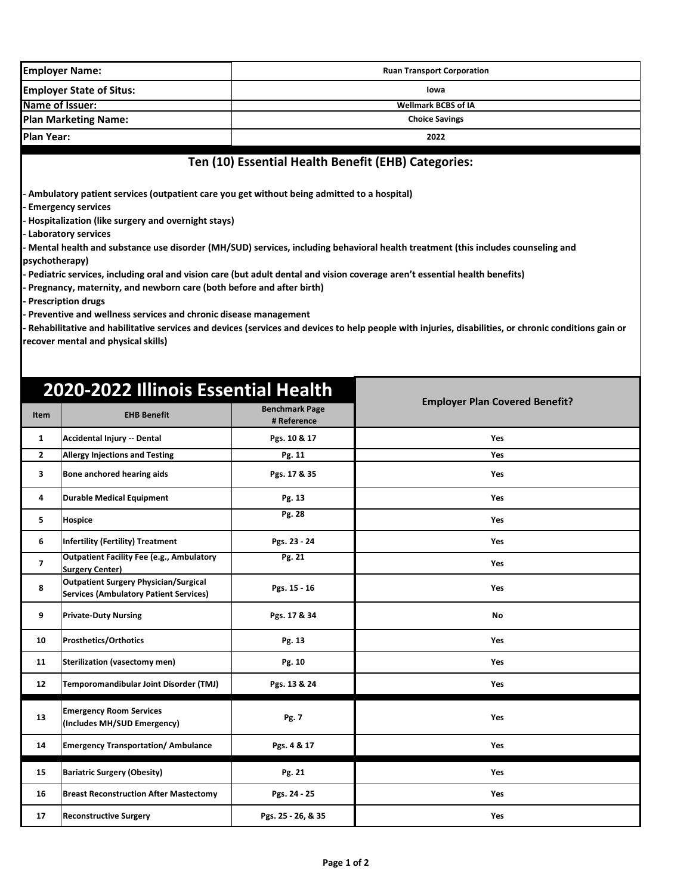| Employer Name: | Ruan Transport Corporation |
|---|---|
| Employer State of Situs: | Iowa |
| Name of Issuer: | Wellmark BCBS of IA |
| Plan Marketing Name: | Choice Savings |
| Plan Year: | 2022 |

## Ten (10) Essential Health Benefit (EHB) Categories:

- **Ambulatory patient services (outpatient care you get without being admitted to a hospital)**
- **Emergency services**
- **Hospitalization (like surgery and overnight stays)**
- **Laboratory services**
- **Mental health and substance use disorder (MH/SUD) services, including behavioral health treatment (this includes counseling and psychotherapy)**
- **Pediatric services, including oral and vision care (but adult dental and vision coverage aren't essential health benefits)**
- **Pregnancy, maternity, and newborn care (both before and after birth)**
- **Prescription drugs**
- **Preventive and wellness services and chronic disease management**
- **Rehabilitative and habilitative services and devices (services and devices to help people with injuries, disabilities, or chronic conditions gain or recover mental and physical skills)**

## 2020-2022 Illinois Essential Health

| Item | EHB Benefit | Benchmark Page # Reference | Employer Plan Covered Benefit? |
|---|---|---|---|
| 1 | Accidental Injury -- Dental | Pgs. 10 & 17 | Yes |
| 2 | Allergy Injections and Testing | Pg. 11 | Yes |
| 3 | Bone anchored hearing aids | Pgs. 17 & 35 | Yes |
| 4 | Durable Medical Equipment | Pg. 13 | Yes |
| 5 | Hospice | Pg. 28 | Yes |
| 6 | Infertility (Fertility) Treatment | Pgs. 23 - 24 | Yes |
| 7 | Outpatient Facility Fee (e.g., Ambulatory Surgery Center) | Pg. 21 | Yes |
| 8 | Outpatient Surgery Physician/Surgical Services (Ambulatory Patient Services) | Pgs. 15 - 16 | Yes |
| 9 | Private-Duty Nursing | Pgs. 17 & 34 | No |
| 10 | Prosthetics/Orthotics | Pg. 13 | Yes |
| 11 | Sterilization (vasectomy men) | Pg. 10 | Yes |
| 12 | Temporomandibular Joint Disorder (TMJ) | Pgs. 13 & 24 | Yes |
| 13 | Emergency Room Services (Includes MH/SUD Emergency) | Pg. 7 | Yes |
| 14 | Emergency Transportation/ Ambulance | Pgs. 4 & 17 | Yes |
| 15 | Bariatric Surgery (Obesity) | Pg. 21 | Yes |
| 16 | Breast Reconstruction After Mastectomy | Pgs. 24 - 25 | Yes |
| 17 | Reconstructive Surgery | Pgs. 25 - 26, & 35 | Yes |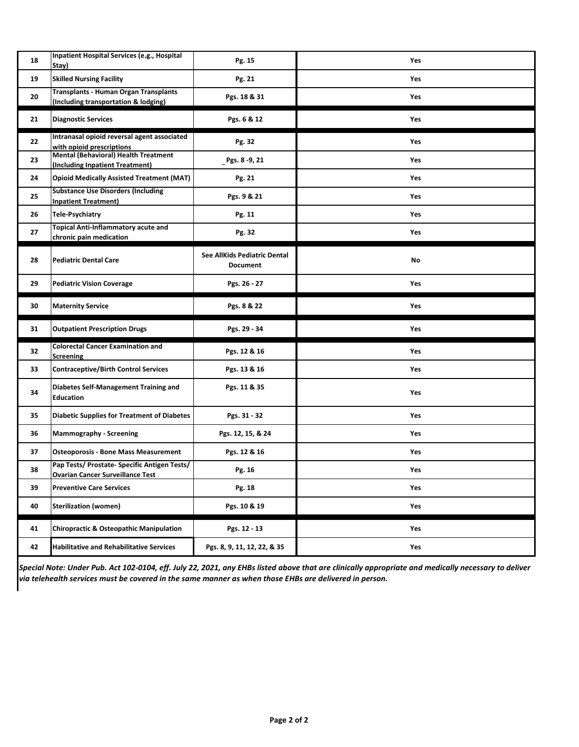| | | | |
|---|---|---|---|
| 18 | Inpatient Hospital Services (e.g., Hospital Stay) | Pg. 15 | Yes |
| 19 | Skilled Nursing Facility | Pg. 21 | Yes |
| 20 | Transplants - Human Organ Transplants (Including transportation & lodging) | Pgs. 18 & 31 | Yes |
| 21 | Diagnostic Services | Pgs. 6 & 12 | Yes |
| 22 | Intranasal opioid reversal agent associated with opioid prescriptions | Pg. 32 | Yes |
| 23 | Mental (Behavioral) Health Treatment (Including Inpatient Treatment) | Pgs. 8 -9, 21 | Yes |
| 24 | Opioid Medically Assisted Treatment (MAT) | Pg. 21 | Yes |
| 25 | Substance Use Disorders (Including Inpatient Treatment) | Pgs. 9 & 21 | Yes |
| 26 | Tele-Psychiatry | Pg. 11 | Yes |
| 27 | Topical Anti-Inflammatory acute and chronic pain medication | Pg. 32 | Yes |
| 28 | Pediatric Dental Care | See AllKids Pediatric Dental Document | No |
| 29 | Pediatric Vision Coverage | Pgs. 26 - 27 | Yes |
| 30 | Maternity Service | Pgs. 8 & 22 | Yes |
| 31 | Outpatient Prescription Drugs | Pgs. 29 - 34 | Yes |
| 32 | Colorectal Cancer Examination and Screening | Pgs. 12 & 16 | Yes |
| 33 | Contraceptive/Birth Control Services | Pgs. 13 & 16 | Yes |
| 34 | Diabetes Self-Management Training and Education | Pgs. 11 & 35 | Yes |
| 35 | Diabetic Supplies for Treatment of Diabetes | Pgs. 31 - 32 | Yes |
| 36 | Mammography - Screening | Pgs. 12, 15, & 24 | Yes |
| 37 | Osteoporosis - Bone Mass Measurement | Pgs. 12 & 16 | Yes |
| 38 | Pap Tests/ Prostate- Specific Antigen Tests/ Ovarian Cancer Surveillance Test | Pg. 16 | Yes |
| 39 | Preventive Care Services | Pg. 18 | Yes |
| 40 | Sterilization (women) | Pgs. 10 & 19 | Yes |
| 41 | Chiropractic & Osteopathic Manipulation | Pgs. 12 - 13 | Yes |
| 42 | Habilitative and Rehabilitative Services | Pgs. 8, 9, 11, 12, 22, & 35 | Yes |

***Special Note: Under Pub. Act 102-0104, eff. July 22, 2021, any EHBs listed above that are clinically appropriate and medically necessary to deliver via telehealth services must be covered in the same manner as when those EHBs are delivered in person.***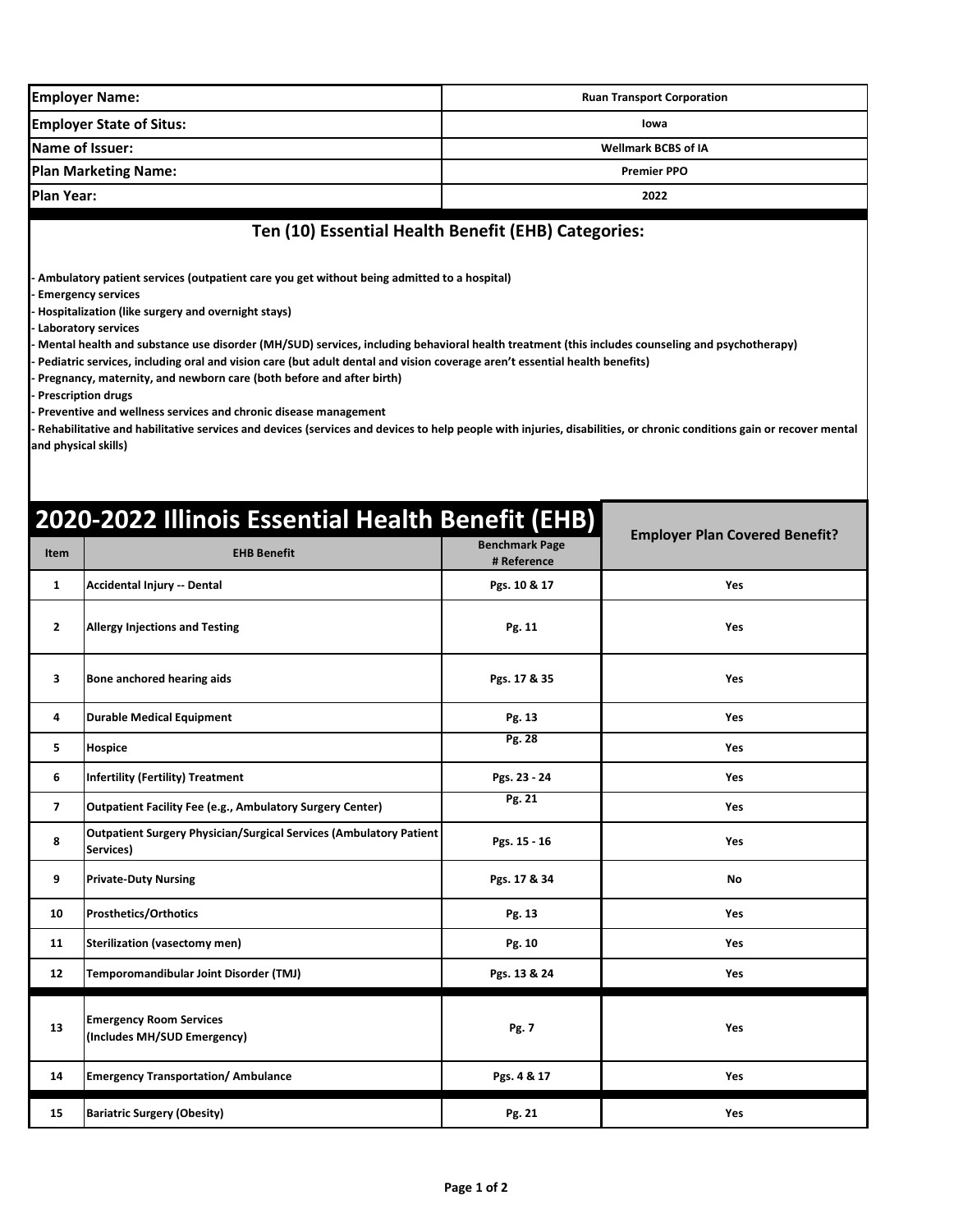| | |
|---|---|
| **Employer Name:** | **Ruan Transport Corporation** |
| **Employer State of Situs:** | **Iowa** |
| **Name of Issuer:** | **Wellmark BCBS of IA** |
| **Plan Marketing Name:** | **Premier PPO** |
| **Plan Year:** | **2022** |

## Ten (10) Essential Health Benefit (EHB) Categories:

- Ambulatory patient services (outpatient care you get without being admitted to a hospital)
- Emergency services
- Hospitalization (like surgery and overnight stays)
- Laboratory services
- Mental health and substance use disorder (MH/SUD) services, including behavioral health treatment (this includes counseling and psychotherapy)
- Pediatric services, including oral and vision care (but adult dental and vision coverage aren't essential health benefits)
- Pregnancy, maternity, and newborn care (both before and after birth)
- Prescription drugs
- Preventive and wellness services and chronic disease management
- Rehabilitative and habilitative services and devices (services and devices to help people with injuries, disabilities, or chronic conditions gain or recover mental and physical skills)

## 2020-2022 Illinois Essential Health Benefit (EHB)

| Item | EHB Benefit | Benchmark Page # Reference | Employer Plan Covered Benefit? |
|---|---|---|---|
| 1 | Accidental Injury -- Dental | Pgs. 10 & 17 | Yes |
| 2 | Allergy Injections and Testing | Pg. 11 | Yes |
| 3 | Bone anchored hearing aids | Pgs. 17 & 35 | Yes |
| 4 | Durable Medical Equipment | Pg. 13 | Yes |
| 5 | Hospice | Pg. 28 | Yes |
| 6 | Infertility (Fertility) Treatment | Pgs. 23 - 24 | Yes |
| 7 | Outpatient Facility Fee (e.g., Ambulatory Surgery Center) | Pg. 21 | Yes |
| 8 | Outpatient Surgery Physician/Surgical Services (Ambulatory Patient Services) | Pgs. 15 - 16 | Yes |
| 9 | Private-Duty Nursing | Pgs. 17 & 34 | No |
| 10 | Prosthetics/Orthotics | Pg. 13 | Yes |
| 11 | Sterilization (vasectomy men) | Pg. 10 | Yes |
| 12 | Temporomandibular Joint Disorder (TMJ) | Pgs. 13 & 24 | Yes |
| 13 | Emergency Room Services (Includes MH/SUD Emergency) | Pg. 7 | Yes |
| 14 | Emergency Transportation/ Ambulance | Pgs. 4 & 17 | Yes |
| 15 | Bariatric Surgery (Obesity) | Pg. 21 | Yes |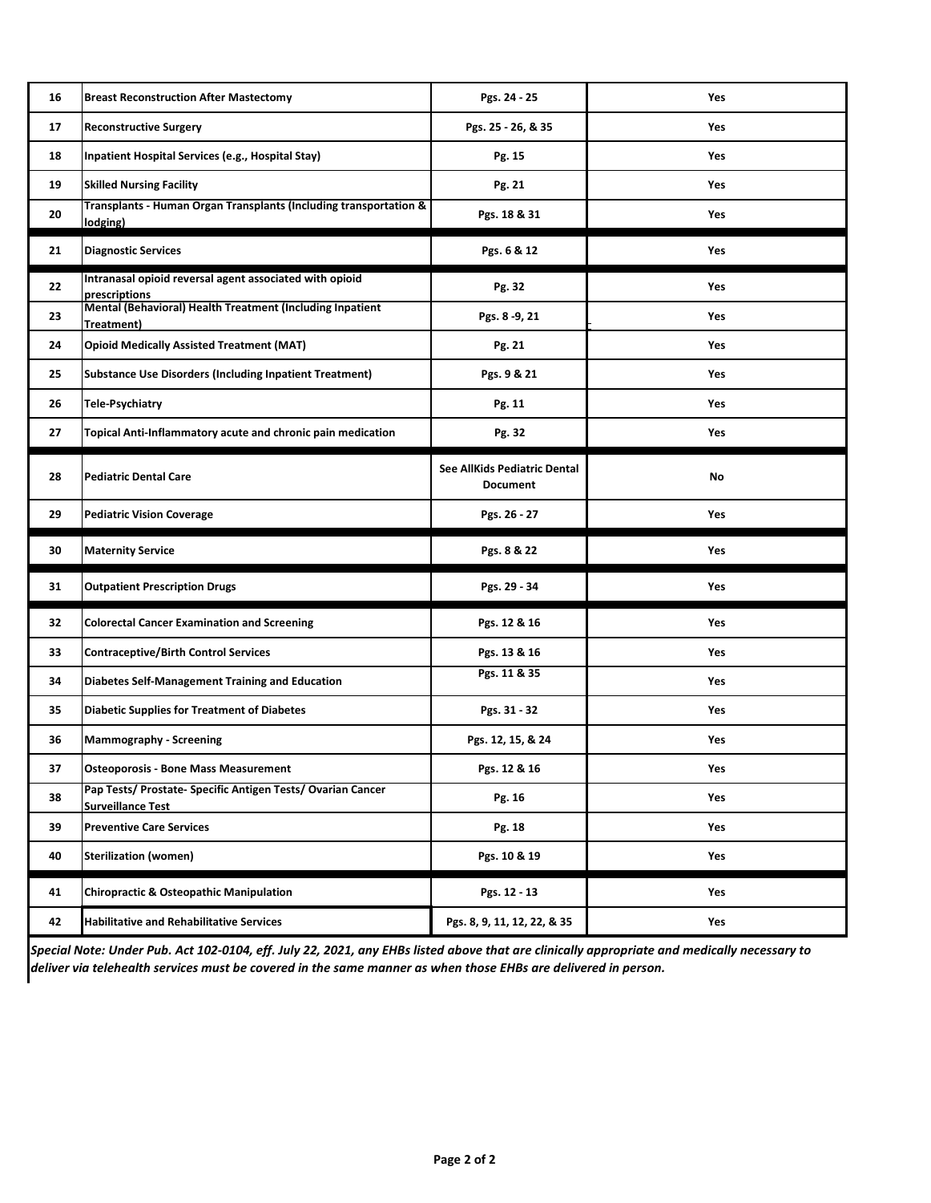| | | | |
|---|---|---|---|
| 16 | **Breast Reconstruction After Mastectomy** | Pgs. 24 - 25 | Yes |
| 17 | **Reconstructive Surgery** | Pgs. 25 - 26, & 35 | Yes |
| 18 | **Inpatient Hospital Services (e.g., Hospital Stay)** | Pg. 15 | Yes |
| 19 | **Skilled Nursing Facility** | Pg. 21 | Yes |
| 20 | **Transplants - Human Organ Transplants (Including transportation & lodging)** | Pgs. 18 & 31 | Yes |
| 21 | **Diagnostic Services** | Pgs. 6 & 12 | Yes |
| 22 | **Intranasal opioid reversal agent associated with opioid prescriptions** | Pg. 32 | Yes |
| 23 | **Mental (Behavioral) Health Treatment (Including Inpatient Treatment)** | Pgs. 8 -9, 21 | Yes |
| 24 | **Opioid Medically Assisted Treatment (MAT)** | Pg. 21 | Yes |
| 25 | **Substance Use Disorders (Including Inpatient Treatment)** | Pgs. 9 & 21 | Yes |
| 26 | **Tele-Psychiatry** | Pg. 11 | Yes |
| 27 | **Topical Anti-Inflammatory acute and chronic pain medication** | Pg. 32 | Yes |
| 28 | **Pediatric Dental Care** | See AllKids Pediatric Dental Document | No |
| 29 | **Pediatric Vision Coverage** | Pgs. 26 - 27 | Yes |
| 30 | **Maternity Service** | Pgs. 8 & 22 | Yes |
| 31 | **Outpatient Prescription Drugs** | Pgs. 29 - 34 | Yes |
| 32 | **Colorectal Cancer Examination and Screening** | Pgs. 12 & 16 | Yes |
| 33 | **Contraceptive/Birth Control Services** | Pgs. 13 & 16 | Yes |
| 34 | **Diabetes Self-Management Training and Education** | Pgs. 11 & 35 | Yes |
| 35 | **Diabetic Supplies for Treatment of Diabetes** | Pgs. 31 - 32 | Yes |
| 36 | **Mammography - Screening** | Pgs. 12, 15, & 24 | Yes |
| 37 | **Osteoporosis - Bone Mass Measurement** | Pgs. 12 & 16 | Yes |
| 38 | **Pap Tests/ Prostate- Specific Antigen Tests/ Ovarian Cancer Surveillance Test** | Pg. 16 | Yes |
| 39 | **Preventive Care Services** | Pg. 18 | Yes |
| 40 | **Sterilization (women)** | Pgs. 10 & 19 | Yes |
| 41 | **Chiropractic & Osteopathic Manipulation** | Pgs. 12 - 13 | Yes |
| 42 | **Habilitative and Rehabilitative Services** | Pgs. 8, 9, 11, 12, 22, & 35 | Yes |

***Special Note: Under Pub. Act 102-0104, eff. July 22, 2021, any EHBs listed above that are clinically appropriate and medically necessary to deliver via telehealth services must be covered in the same manner as when those EHBs are delivered in person.***